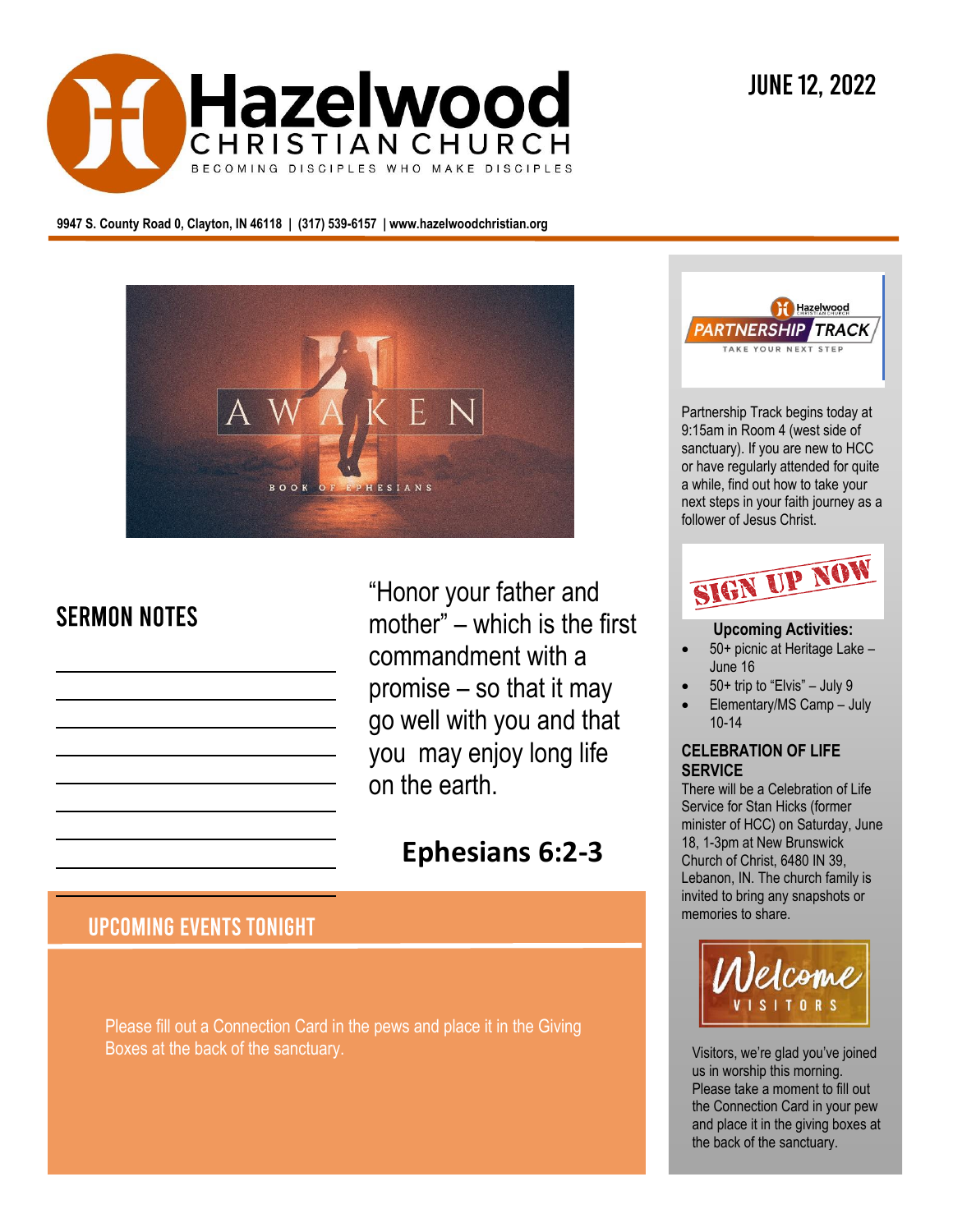# Hazelwood CHRISTIAN CHURCH

BECOMING DISCIPLES WHO MAKE DISCIPLES

JUNE 12, 2022

9947 S. County Road 0, Clayton, IN 46118 | (317) 539-6157 | www.hazelwoodchristian.org

AWAKEN

BOOK OF EPHESIANS

## SERMON NOTES

“Honor your father and mother” – which is the first commandment with a promise – so that it may go well with you and that you may enjoy long life on the earth.

**Ephesians 6:2-3**

## UPCOMING EVENTS TONIGHT

Please fill out a Connection Card in the pews and place it in the Giving Boxes at the back of the sanctuary.

Hazelwood PARTNERSHIP TRACK

TAKE YOUR NEXT STEP

Partnership Track begins today at 9:15am in Room 4 (west side of sanctuary). If you are new to HCC or have regularly attended for quite a while, find out how to take your next steps in your faith journey as a follower of Jesus Christ.

SIGN UP NOW

**Upcoming Activities:**

- 50+ picnic at Heritage Lake – June 16
- 50+ trip to “Elvis” – July 9
- Elementary/MS Camp – July 10-14

**CELEBRATION OF LIFE SERVICE**

There will be a Celebration of Life Service for Stan Hicks (former minister of HCC) on Saturday, June 18, 1-3pm at New Brunswick Church of Christ, 6480 IN 39, Lebanon, IN. The church family is invited to bring any snapshots or memories to share.

Welcome VISITORS

Visitors, we’re glad you’ve joined us in worship this morning. Please take a moment to fill out the Connection Card in your pew and place it in the giving boxes at the back of the sanctuary.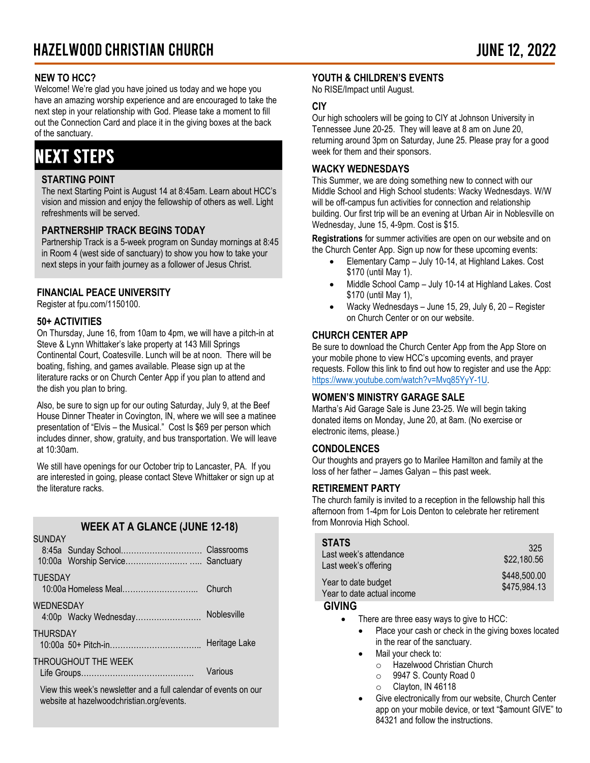# HAZELWOOD CHRISTIAN CHURCH

JUNE 12, 2022

## NEW TO HCC?

Welcome! We're glad you have joined us today and we hope you have an amazing worship experience and are encouraged to take the next step in your relationship with God. Please take a moment to fill out the Connection Card and place it in the giving boxes at the back of the sanctuary.

# NEXT STEPS

### STARTING POINT

The next Starting Point is August 14 at 8:45am. Learn about HCC's vision and mission and enjoy the fellowship of others as well. Light refreshments will be served.

### PARTNERSHIP TRACK BEGINS TODAY

Partnership Track is a 5-week program on Sunday mornings at 8:45 in Room 4 (west side of sanctuary) to show you how to take your next steps in your faith journey as a follower of Jesus Christ.

### FINANCIAL PEACE UNIVERSITY

Register at fpu.com/1150100.

### 50+ ACTIVITIES

On Thursday, June 16, from 10am to 4pm, we will have a pitch-in at Steve & Lynn Whittaker's lake property at 143 Mill Springs Continental Court, Coatesville. Lunch will be at noon. There will be boating, fishing, and games available. Please sign up at the literature racks or on Church Center App if you plan to attend and the dish you plan to bring.

Also, be sure to sign up for our outing Saturday, July 9, at the Beef House Dinner Theater in Covington, IN, where we will see a matinee presentation of "Elvis – the Musical." Cost Is $69 per person which includes dinner, show, gratuity, and bus transportation. We will leave at 10:30am.

We still have openings for our October trip to Lancaster, PA. If you are interested in going, please contact Steve Whittaker or sign up at the literature racks.

## WEEK AT A GLANCE (JUNE 12-18)

| | |
|---|---|
| **SUNDAY** | |
| 8:45a Sunday School…………………………. | Classrooms |
| 10:00a Worship Service…………………. ….. | Sanctuary |
| **TUESDAY** | |
| 10:00a Homeless Meal……………………….. | Church |
| **WEDNESDAY** | |
| 4:00p Wacky Wednesday……………………. | Noblesville |
| **THURSDAY** | |
| 10:00a 50+ Pitch-in…………………………….. | Heritage Lake |
| **THROUGHOUT THE WEEK** | |
| Life Groups……………………………………. | Various |

View this week's newsletter and a full calendar of events on our website at hazelwoodchristian.org/events.

### YOUTH & CHILDREN'S EVENTS

No RISE/Impact until August.

### CIY

Our high schoolers will be going to CIY at Johnson University in Tennessee June 20-25. They will leave at 8 am on June 20, returning around 3pm on Saturday, June 25. Please pray for a good week for them and their sponsors.

### WACKY WEDNESDAYS

This Summer, we are doing something new to connect with our Middle School and High School students: Wacky Wednesdays. W/W will be off-campus fun activities for connection and relationship building. Our first trip will be an evening at Urban Air in Noblesville on Wednesday, June 15, 4-9pm. Cost is $15.

**Registrations** for summer activities are open on our website and on the Church Center App. Sign up now for these upcoming events:

- Elementary Camp – July 10-14, at Highland Lakes. Cost $170 (until May 1).
- Middle School Camp – July 10-14 at Highland Lakes. Cost $170 (until May 1),
- Wacky Wednesdays – June 15, 29, July 6, 20 – Register on Church Center or on our website.

### CHURCH CENTER APP

Be sure to download the Church Center App from the App Store on your mobile phone to view HCC's upcoming events, and prayer requests. Follow this link to find out how to register and use the App: https://www.youtube.com/watch?v=Mvq85YyY-1U.

### WOMEN'S MINISTRY GARAGE SALE

Martha's Aid Garage Sale is June 23-25. We will begin taking donated items on Monday, June 20, at 8am. (No exercise or electronic items, please.)

### CONDOLENCES

Our thoughts and prayers go to Marilee Hamilton and family at the loss of her father – James Galyan – this past week.

### RETIREMENT PARTY

The church family is invited to a reception in the fellowship hall this afternoon from 1-4pm for Lois Denton to celebrate her retirement from Monrovia High School.

### STATS

| | |
|---|---|
| Last week's attendance | 325 |
| Last week's offering | $22,180.56 |
| Year to date budget | $448,500.00 |
| Year to date actual income | $475,984.13 |

### GIVING

- There are three easy ways to give to HCC:
  - Place your cash or check in the giving boxes located in the rear of the sanctuary.
  - Mail your check to:
    - Hazelwood Christian Church
    - 9947 S. County Road 0
    - Clayton, IN 46118
  - Give electronically from our website, Church Center app on your mobile device, or text "$amount GIVE" to 84321 and follow the instructions.